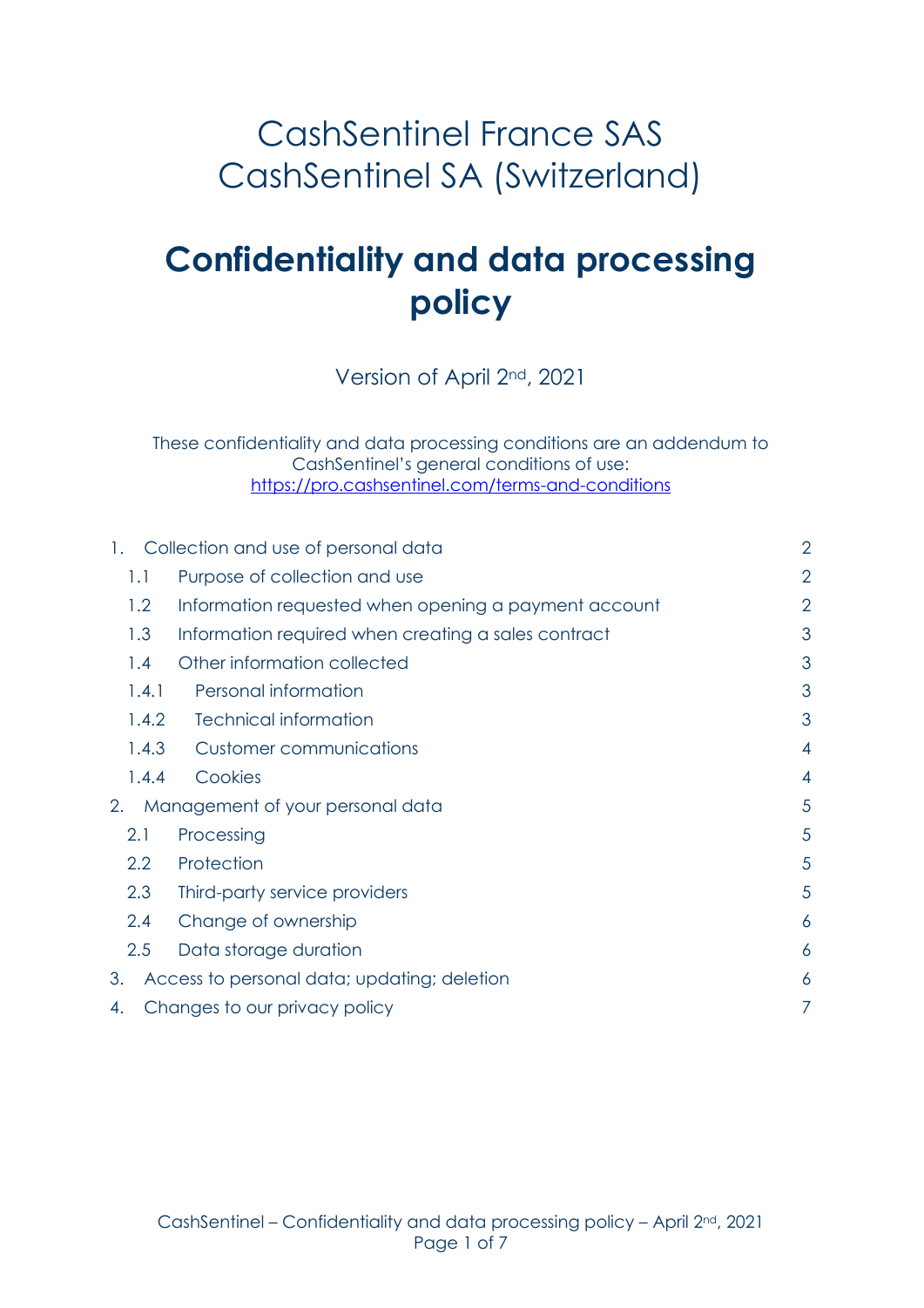# CashSentinel France SAS
# CashSentinel SA (Switzerland)

# **Confidentiality and data processing policy**

Version of April 2nd, 2021

These confidentiality and data processing conditions are an addendum to CashSentinel's general conditions of use: [https://pro.cashsentinel.com/terms-and-conditions](https://pro.cashsentinel.com/terms-and-conditions)

| | | |
|---|---|---|
| 1. | Collection and use of personal data | 2 |
| 1.1 | Purpose of collection and use | 2 |
| 1.2 | Information requested when opening a payment account | 2 |
| 1.3 | Information required when creating a sales contract | 3 |
| 1.4 | Other information collected | 3 |
| 1.4.1 | Personal information | 3 |
| 1.4.2 | Technical information | 3 |
| 1.4.3 | Customer communications | 4 |
| 1.4.4 | Cookies | 4 |
| 2. | Management of your personal data | 5 |
| 2.1 | Processing | 5 |
| 2.2 | Protection | 5 |
| 2.3 | Third-party service providers | 5 |
| 2.4 | Change of ownership | 6 |
| 2.5 | Data storage duration | 6 |
| 3. | Access to personal data; updating; deletion | 6 |
| 4. | Changes to our privacy policy | 7 |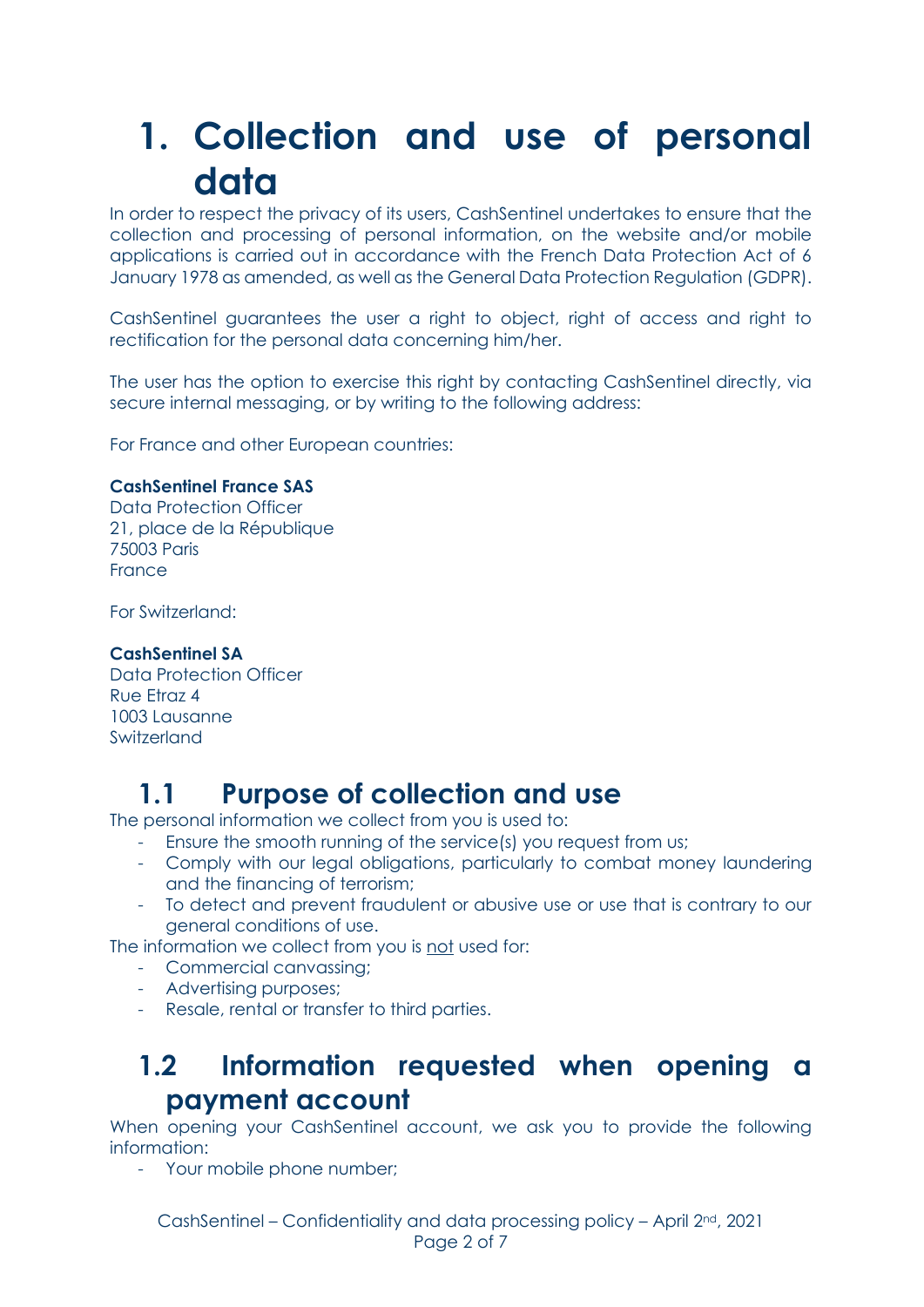# 1. Collection and use of personal data

In order to respect the privacy of its users, CashSentinel undertakes to ensure that the collection and processing of personal information, on the website and/or mobile applications is carried out in accordance with the French Data Protection Act of 6 January 1978 as amended, as well as the General Data Protection Regulation (GDPR).

CashSentinel guarantees the user a right to object, right of access and right to rectification for the personal data concerning him/her.

The user has the option to exercise this right by contacting CashSentinel directly, via secure internal messaging, or by writing to the following address:

For France and other European countries:

**CashSentinel France SAS**
Data Protection Officer
21, place de la République
75003 Paris
France

For Switzerland:

**CashSentinel SA**
Data Protection Officer
Rue Etraz 4
1003 Lausanne
Switzerland

## 1.1 Purpose of collection and use

The personal information we collect from you is used to:

- Ensure the smooth running of the service(s) you request from us;
- Comply with our legal obligations, particularly to combat money laundering and the financing of terrorism;
- To detect and prevent fraudulent or abusive use or use that is contrary to our general conditions of use.

The information we collect from you is not used for:

- Commercial canvassing;
- Advertising purposes;
- Resale, rental or transfer to third parties.

## 1.2 Information requested when opening a payment account

When opening your CashSentinel account, we ask you to provide the following information:

- Your mobile phone number;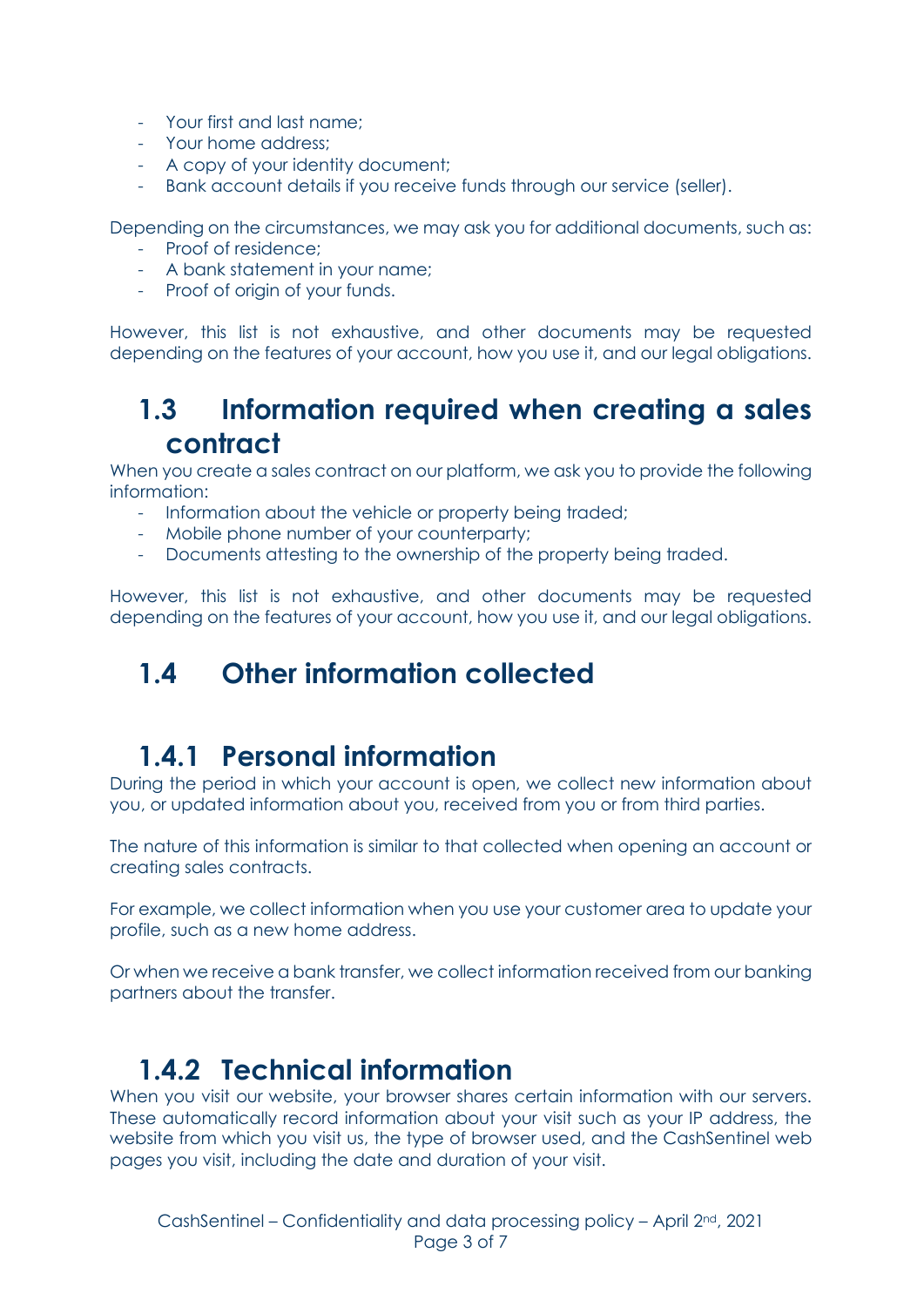- Your first and last name;
- Your home address;
- A copy of your identity document;
- Bank account details if you receive funds through our service (seller).

Depending on the circumstances, we may ask you for additional documents, such as:

- Proof of residence;
- A bank statement in your name;
- Proof of origin of your funds.

However, this list is not exhaustive, and other documents may be requested depending on the features of your account, how you use it, and our legal obligations.

## 1.3 Information required when creating a sales contract

When you create a sales contract on our platform, we ask you to provide the following information:

- Information about the vehicle or property being traded;
- Mobile phone number of your counterparty;
- Documents attesting to the ownership of the property being traded.

However, this list is not exhaustive, and other documents may be requested depending on the features of your account, how you use it, and our legal obligations.

## 1.4 Other information collected

### 1.4.1 Personal information

During the period in which your account is open, we collect new information about you, or updated information about you, received from you or from third parties.

The nature of this information is similar to that collected when opening an account or creating sales contracts.

For example, we collect information when you use your customer area to update your profile, such as a new home address.

Or when we receive a bank transfer, we collect information received from our banking partners about the transfer.

### 1.4.2 Technical information

When you visit our website, your browser shares certain information with our servers. These automatically record information about your visit such as your IP address, the website from which you visit us, the type of browser used, and the CashSentinel web pages you visit, including the date and duration of your visit.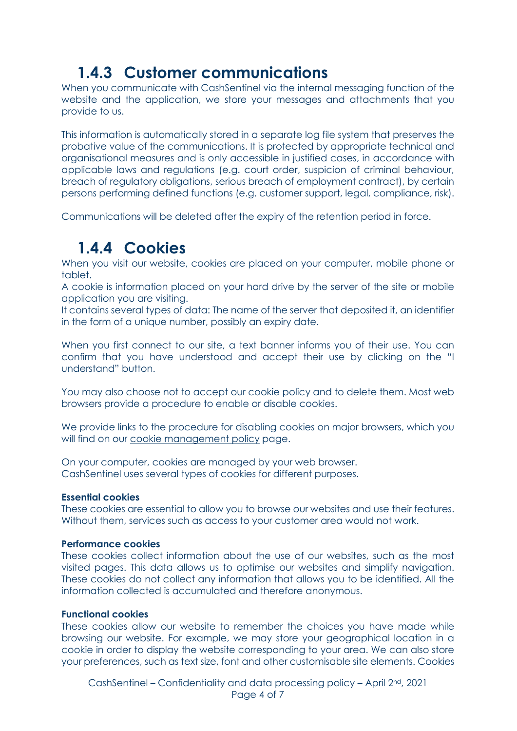### 1.4.3 Customer communications

When you communicate with CashSentinel via the internal messaging function of the website and the application, we store your messages and attachments that you provide to us.

This information is automatically stored in a separate log file system that preserves the probative value of the communications. It is protected by appropriate technical and organisational measures and is only accessible in justified cases, in accordance with applicable laws and regulations (e.g. court order, suspicion of criminal behaviour, breach of regulatory obligations, serious breach of employment contract), by certain persons performing defined functions (e.g. customer support, legal, compliance, risk).

Communications will be deleted after the expiry of the retention period in force.

### 1.4.4 Cookies

When you visit our website, cookies are placed on your computer, mobile phone or tablet.
A cookie is information placed on your hard drive by the server of the site or mobile application you are visiting.
It contains several types of data: The name of the server that deposited it, an identifier in the form of a unique number, possibly an expiry date.

When you first connect to our site, a text banner informs you of their use. You can confirm that you have understood and accept their use by clicking on the "I understand" button.

You may also choose not to accept our cookie policy and to delete them. Most web browsers provide a procedure to enable or disable cookies.

We provide links to the procedure for disabling cookies on major browsers, which you will find on our cookie management policy page.

On your computer, cookies are managed by your web browser.
CashSentinel uses several types of cookies for different purposes.

**Essential cookies**
These cookies are essential to allow you to browse our websites and use their features. Without them, services such as access to your customer area would not work.

**Performance cookies**
These cookies collect information about the use of our websites, such as the most visited pages. This data allows us to optimise our websites and simplify navigation. These cookies do not collect any information that allows you to be identified. All the information collected is accumulated and therefore anonymous.

**Functional cookies**
These cookies allow our website to remember the choices you have made while browsing our website. For example, we may store your geographical location in a cookie in order to display the website corresponding to your area. We can also store your preferences, such as text size, font and other customisable site elements. Cookies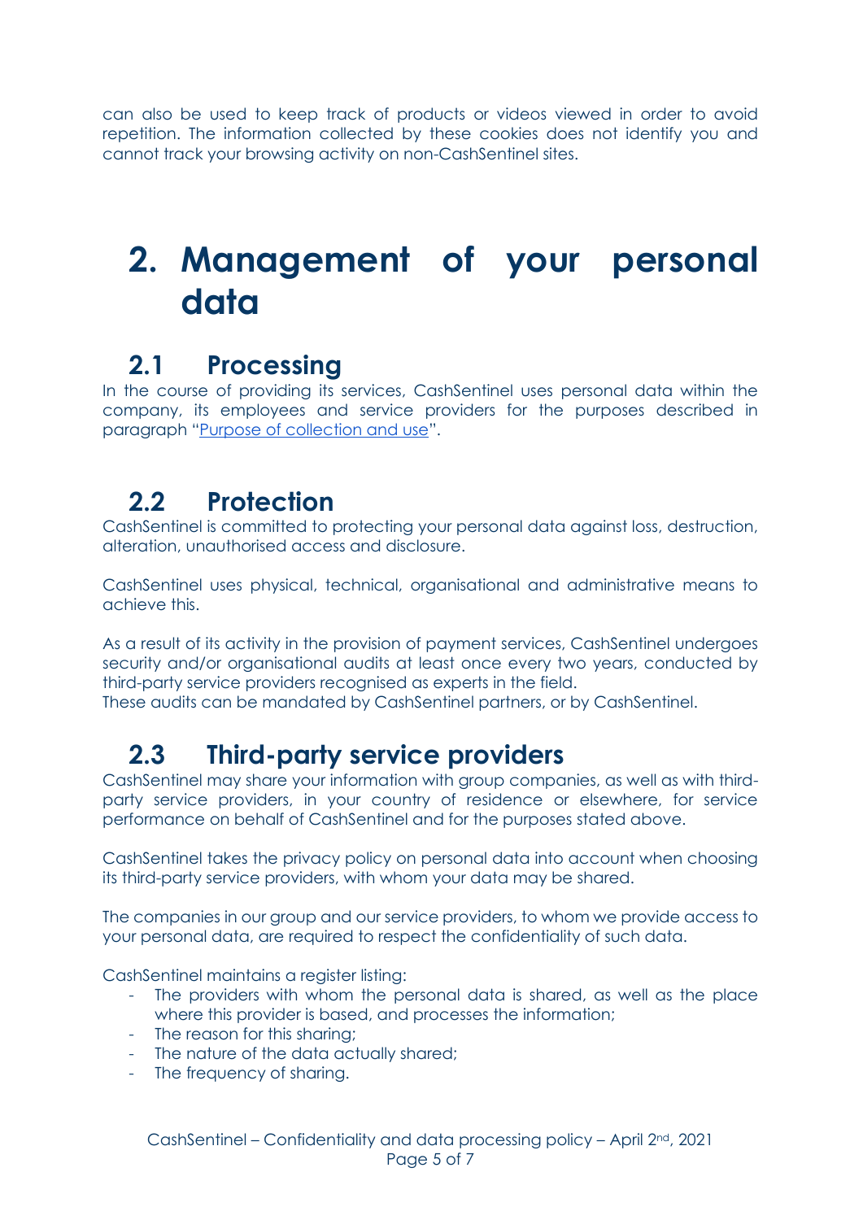can also be used to keep track of products or videos viewed in order to avoid repetition. The information collected by these cookies does not identify you and cannot track your browsing activity on non-CashSentinel sites.

# 2. Management of your personal data

## 2.1 Processing

In the course of providing its services, CashSentinel uses personal data within the company, its employees and service providers for the purposes described in paragraph "Purpose of collection and use".

## 2.2 Protection

CashSentinel is committed to protecting your personal data against loss, destruction, alteration, unauthorised access and disclosure.

CashSentinel uses physical, technical, organisational and administrative means to achieve this.

As a result of its activity in the provision of payment services, CashSentinel undergoes security and/or organisational audits at least once every two years, conducted by third-party service providers recognised as experts in the field.
These audits can be mandated by CashSentinel partners, or by CashSentinel.

## 2.3 Third-party service providers

CashSentinel may share your information with group companies, as well as with third-party service providers, in your country of residence or elsewhere, for service performance on behalf of CashSentinel and for the purposes stated above.

CashSentinel takes the privacy policy on personal data into account when choosing its third-party service providers, with whom your data may be shared.

The companies in our group and our service providers, to whom we provide access to your personal data, are required to respect the confidentiality of such data.

CashSentinel maintains a register listing:

- The providers with whom the personal data is shared, as well as the place where this provider is based, and processes the information;
- The reason for this sharing;
- The nature of the data actually shared;
- The frequency of sharing.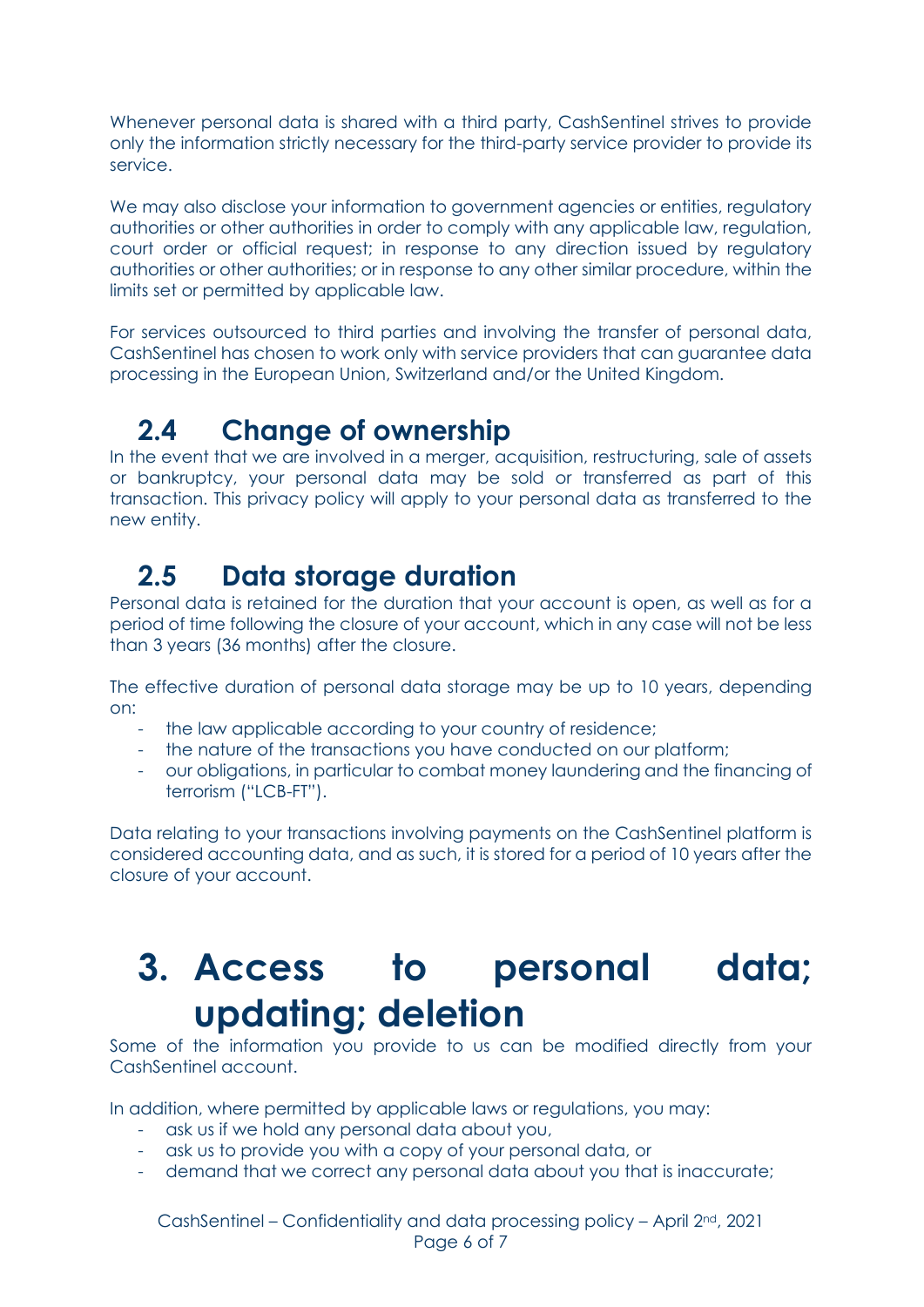Whenever personal data is shared with a third party, CashSentinel strives to provide only the information strictly necessary for the third-party service provider to provide its service.

We may also disclose your information to government agencies or entities, regulatory authorities or other authorities in order to comply with any applicable law, regulation, court order or official request; in response to any direction issued by regulatory authorities or other authorities; or in response to any other similar procedure, within the limits set or permitted by applicable law.

For services outsourced to third parties and involving the transfer of personal data, CashSentinel has chosen to work only with service providers that can guarantee data processing in the European Union, Switzerland and/or the United Kingdom.

## 2.4 Change of ownership

In the event that we are involved in a merger, acquisition, restructuring, sale of assets or bankruptcy, your personal data may be sold or transferred as part of this transaction. This privacy policy will apply to your personal data as transferred to the new entity.

## 2.5 Data storage duration

Personal data is retained for the duration that your account is open, as well as for a period of time following the closure of your account, which in any case will not be less than 3 years (36 months) after the closure.

The effective duration of personal data storage may be up to 10 years, depending on:

- the law applicable according to your country of residence;
- the nature of the transactions you have conducted on our platform;
- our obligations, in particular to combat money laundering and the financing of terrorism ("LCB-FT").

Data relating to your transactions involving payments on the CashSentinel platform is considered accounting data, and as such, it is stored for a period of 10 years after the closure of your account.

# 3. Access to personal data; updating; deletion

Some of the information you provide to us can be modified directly from your CashSentinel account.

In addition, where permitted by applicable laws or regulations, you may:

- ask us if we hold any personal data about you,
- ask us to provide you with a copy of your personal data, or
- demand that we correct any personal data about you that is inaccurate;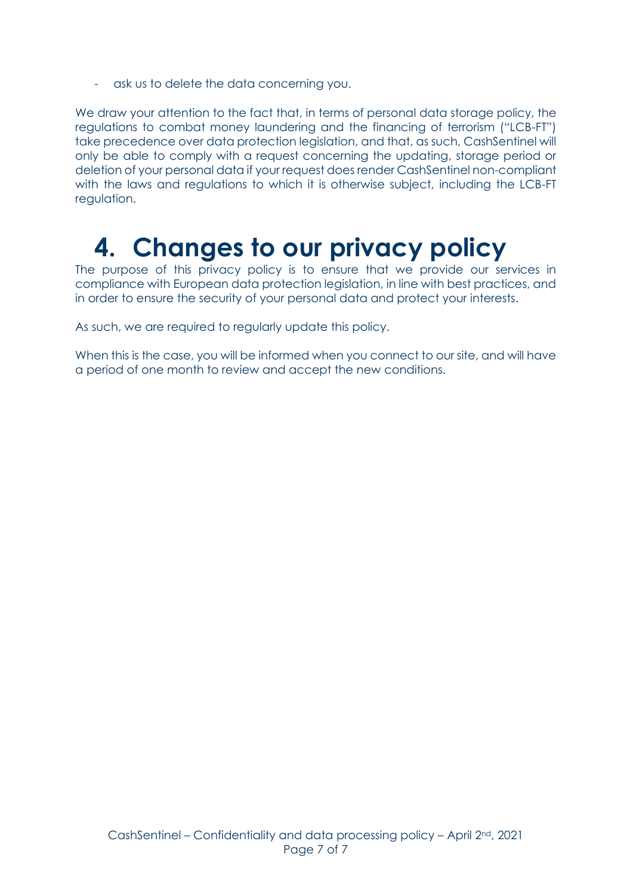- ask us to delete the data concerning you.

We draw your attention to the fact that, in terms of personal data storage policy, the regulations to combat money laundering and the financing of terrorism ("LCB-FT") take precedence over data protection legislation, and that, as such, CashSentinel will only be able to comply with a request concerning the updating, storage period or deletion of your personal data if your request does render CashSentinel non-compliant with the laws and regulations to which it is otherwise subject, including the LCB-FT regulation.

# 4. Changes to our privacy policy

The purpose of this privacy policy is to ensure that we provide our services in compliance with European data protection legislation, in line with best practices, and in order to ensure the security of your personal data and protect your interests.

As such, we are required to regularly update this policy.

When this is the case, you will be informed when you connect to our site, and will have a period of one month to review and accept the new conditions.